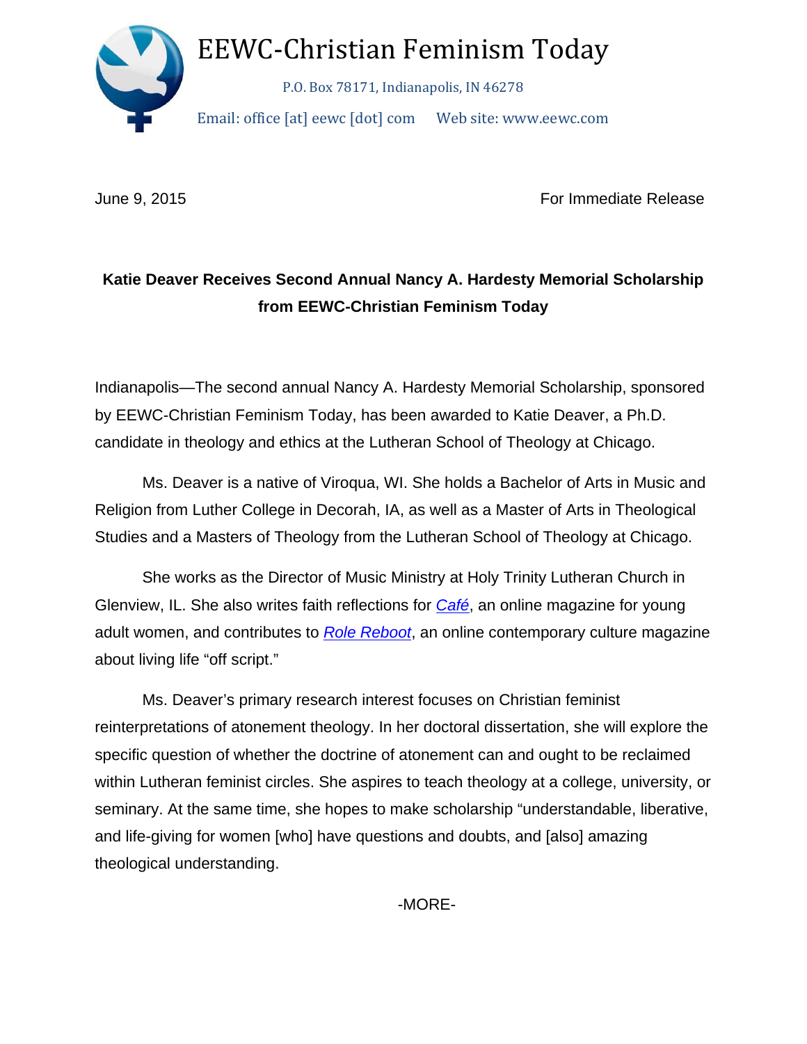# EEWC-Christian Feminism Today

P.O. Box 78171, Indianapolis, IN 46278

Email: office [at] eewc [dot] com     Web site: www.eewc.com

June 9, 2015                                                                 For Immediate Release

**Katie Deaver Receives Second Annual Nancy A. Hardesty Memorial Scholarship from EEWC-Christian Feminism Today**

Indianapolis—The second annual Nancy A. Hardesty Memorial Scholarship, sponsored by EEWC-Christian Feminism Today, has been awarded to Katie Deaver, a Ph.D. candidate in theology and ethics at the Lutheran School of Theology at Chicago.

Ms. Deaver is a native of Viroqua, WI. She holds a Bachelor of Arts in Music and Religion from Luther College in Decorah, IA, as well as a Master of Arts in Theological Studies and a Masters of Theology from the Lutheran School of Theology at Chicago.

She works as the Director of Music Ministry at Holy Trinity Lutheran Church in Glenview, IL. She also writes faith reflections for *Café*, an online magazine for young adult women, and contributes to *Role Reboot*, an online contemporary culture magazine about living life "off script."

Ms. Deaver's primary research interest focuses on Christian feminist reinterpretations of atonement theology. In her doctoral dissertation, she will explore the specific question of whether the doctrine of atonement can and ought to be reclaimed within Lutheran feminist circles. She aspires to teach theology at a college, university, or seminary. At the same time, she hopes to make scholarship "understandable, liberative, and life-giving for women [who] have questions and doubts, and [also] amazing theological understanding.

-MORE-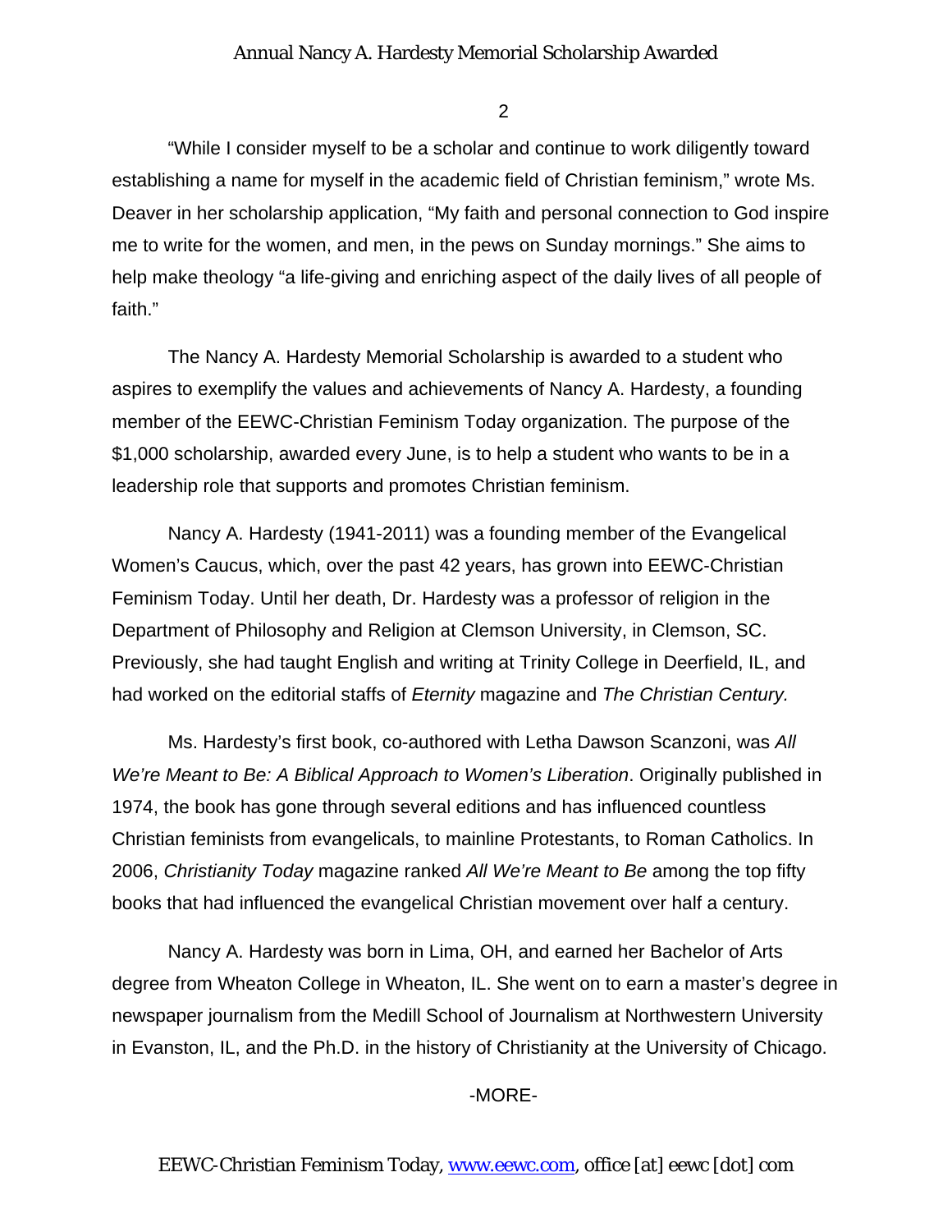"While I consider myself to be a scholar and continue to work diligently toward establishing a name for myself in the academic field of Christian feminism," wrote Ms. Deaver in her scholarship application, "My faith and personal connection to God inspire me to write for the women, and men, in the pews on Sunday mornings." She aims to help make theology "a life-giving and enriching aspect of the daily lives of all people of faith."

The Nancy A. Hardesty Memorial Scholarship is awarded to a student who aspires to exemplify the values and achievements of Nancy A. Hardesty, a founding member of the EEWC-Christian Feminism Today organization. The purpose of the $1,000 scholarship, awarded every June, is to help a student who wants to be in a leadership role that supports and promotes Christian feminism.

Nancy A. Hardesty (1941-2011) was a founding member of the Evangelical Women's Caucus, which, over the past 42 years, has grown into EEWC-Christian Feminism Today. Until her death, Dr. Hardesty was a professor of religion in the Department of Philosophy and Religion at Clemson University, in Clemson, SC. Previously, she had taught English and writing at Trinity College in Deerfield, IL, and had worked on the editorial staffs of *Eternity* magazine and *The Christian Century.*

Ms. Hardesty's first book, co-authored with Letha Dawson Scanzoni, was *All We're Meant to Be: A Biblical Approach to Women's Liberation*. Originally published in 1974, the book has gone through several editions and has influenced countless Christian feminists from evangelicals, to mainline Protestants, to Roman Catholics. In 2006, *Christianity Today* magazine ranked *All We're Meant to Be* among the top fifty books that had influenced the evangelical Christian movement over half a century.

Nancy A. Hardesty was born in Lima, OH, and earned her Bachelor of Arts degree from Wheaton College in Wheaton, IL. She went on to earn a master's degree in newspaper journalism from the Medill School of Journalism at Northwestern University in Evanston, IL, and the Ph.D. in the history of Christianity at the University of Chicago.

-MORE-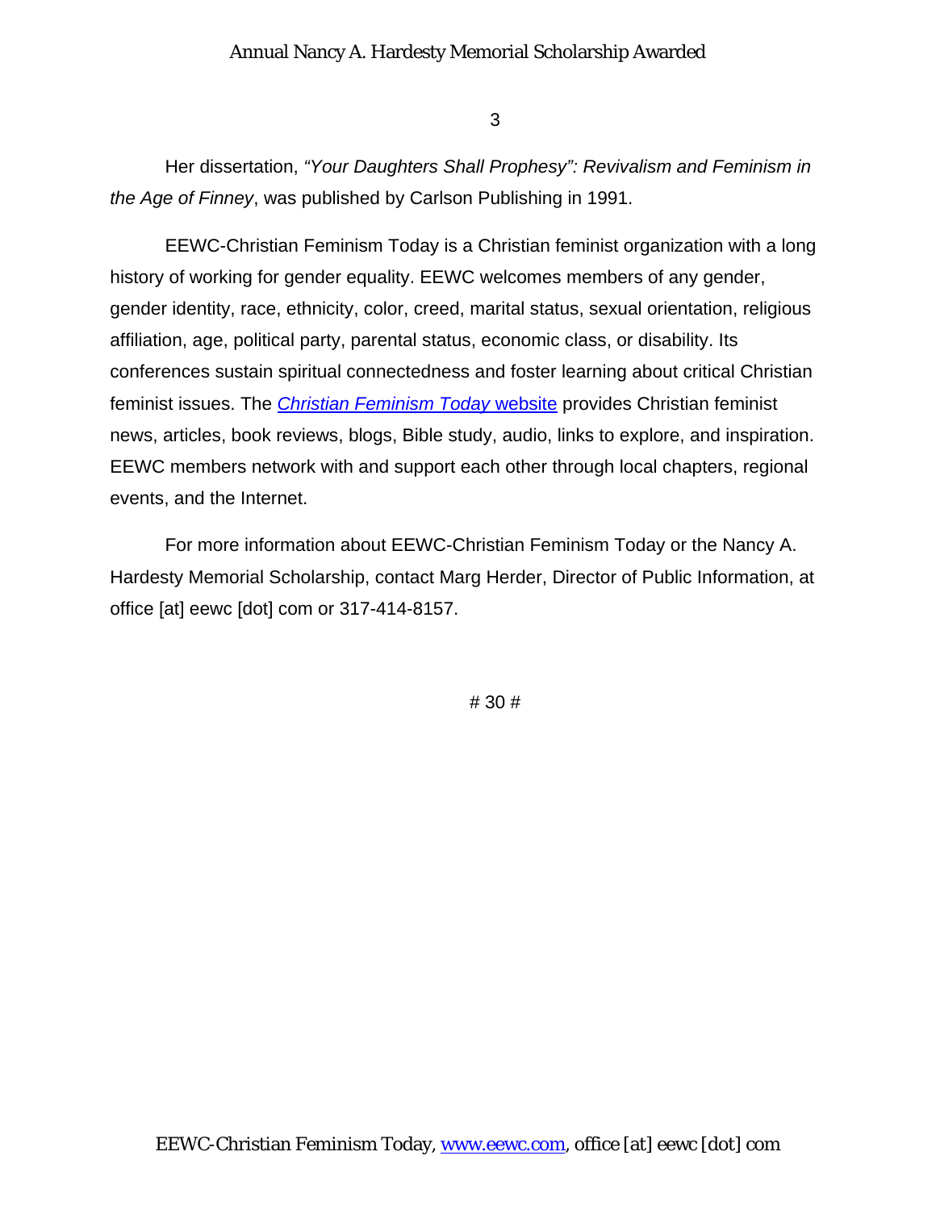Her dissertation, *"Your Daughters Shall Prophesy": Revivalism and Feminism in the Age of Finney*, was published by Carlson Publishing in 1991.

EEWC-Christian Feminism Today is a Christian feminist organization with a long history of working for gender equality. EEWC welcomes members of any gender, gender identity, race, ethnicity, color, creed, marital status, sexual orientation, religious affiliation, age, political party, parental status, economic class, or disability. Its conferences sustain spiritual connectedness and foster learning about critical Christian feminist issues. The *Christian Feminism Today* website provides Christian feminist news, articles, book reviews, blogs, Bible study, audio, links to explore, and inspiration. EEWC members network with and support each other through local chapters, regional events, and the Internet.

For more information about EEWC-Christian Feminism Today or the Nancy A. Hardesty Memorial Scholarship, contact Marg Herder, Director of Public Information, at office [at] eewc [dot] com or 317-414-8157.

# 30 #